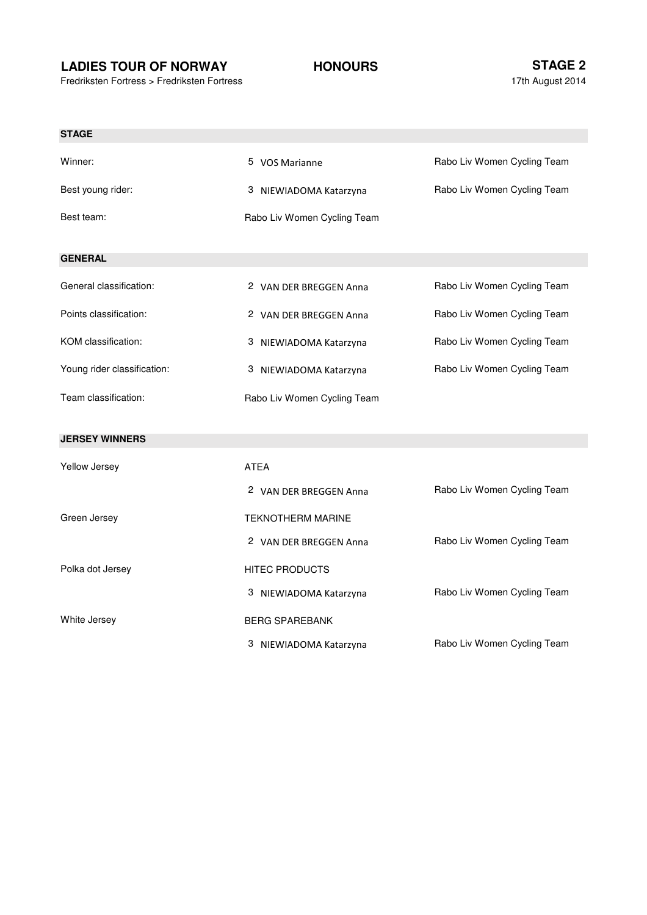# LADIES TOUR OF NORWAY

Fredriksten Fortress > Fredriksten Fortress

## HONOURS

## STAGE 2

17th August 2014

### STAGE

| | | |
|---|---|---|
| Winner: | 5 VOS Marianne | Rabo Liv Women Cycling Team |
| Best young rider: | 3 NIEWIADOMA Katarzyna | Rabo Liv Women Cycling Team |
| Best team: | Rabo Liv Women Cycling Team | |

### GENERAL

| | | |
|---|---|---|
| General classification: | 2 VAN DER BREGGEN Anna | Rabo Liv Women Cycling Team |
| Points classification: | 2 VAN DER BREGGEN Anna | Rabo Liv Women Cycling Team |
| KOM classification: | 3 NIEWIADOMA Katarzyna | Rabo Liv Women Cycling Team |
| Young rider classification: | 3 NIEWIADOMA Katarzyna | Rabo Liv Women Cycling Team |
| Team classification: | Rabo Liv Women Cycling Team | |

### JERSEY WINNERS

| | | |
|---|---|---|
| Yellow Jersey | ATEA | |
| | 2 VAN DER BREGGEN Anna | Rabo Liv Women Cycling Team |
| Green Jersey | TEKNOTHERM MARINE | |
| | 2 VAN DER BREGGEN Anna | Rabo Liv Women Cycling Team |
| Polka dot Jersey | HITEC PRODUCTS | |
| | 3 NIEWIADOMA Katarzyna | Rabo Liv Women Cycling Team |
| White Jersey | BERG SPAREBANK | |
| | 3 NIEWIADOMA Katarzyna | Rabo Liv Women Cycling Team |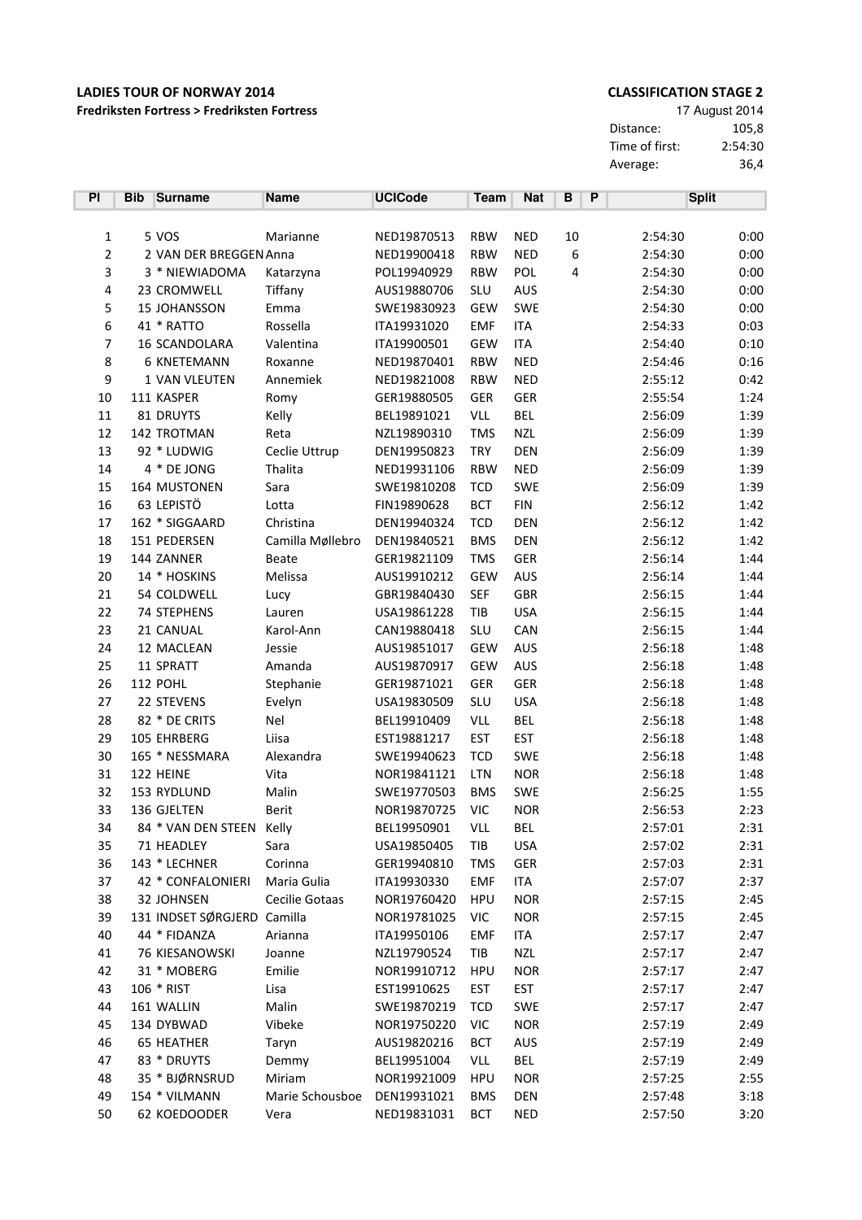**LADIES TOUR OF NORWAY 2014**

**Fredriksten Fortress > Fredriksten Fortress**

**CLASSIFICATION STAGE 2**

17 August 2014

| | |
|---|---|
| Distance: | 105,8 |
| Time of first: | 2:54:30 |
| Average: | 36,4 |

| Pl | Bib | Surname | Name | UCICode | Team | Nat | B | P | | Split |
|---|---|---|---|---|---|---|---|---|---|---|
| 1 | 5 | VOS | Marianne | NED19870513 | RBW | NED | 10 | | 2:54:30 | 0:00 |
| 2 | 2 | VAN DER BREGGEN | Anna | NED19900418 | RBW | NED | 6 | | 2:54:30 | 0:00 |
| 3 | 3 | * NIEWIADOMA | Katarzyna | POL19940929 | RBW | POL | 4 | | 2:54:30 | 0:00 |
| 4 | 23 | CROMWELL | Tiffany | AUS19880706 | SLU | AUS | | | 2:54:30 | 0:00 |
| 5 | 15 | JOHANSSON | Emma | SWE19830923 | GEW | SWE | | | 2:54:30 | 0:00 |
| 6 | 41 | * RATTO | Rossella | ITA19931020 | EMF | ITA | | | 2:54:33 | 0:03 |
| 7 | 16 | SCANDOLARA | Valentina | ITA19900501 | GEW | ITA | | | 2:54:40 | 0:10 |
| 8 | 6 | KNETEMANN | Roxanne | NED19870401 | RBW | NED | | | 2:54:46 | 0:16 |
| 9 | 1 | VAN VLEUTEN | Annemiek | NED19821008 | RBW | NED | | | 2:55:12 | 0:42 |
| 10 | 111 | KASPER | Romy | GER19880505 | GER | GER | | | 2:55:54 | 1:24 |
| 11 | 81 | DRUYTS | Kelly | BEL19891021 | VLL | BEL | | | 2:56:09 | 1:39 |
| 12 | 142 | TROTMAN | Reta | NZL19890310 | TMS | NZL | | | 2:56:09 | 1:39 |
| 13 | 92 | * LUDWIG | Ceclie Uttrup | DEN19950823 | TRY | DEN | | | 2:56:09 | 1:39 |
| 14 | 4 | * DE JONG | Thalita | NED19931106 | RBW | NED | | | 2:56:09 | 1:39 |
| 15 | 164 | MUSTONEN | Sara | SWE19810208 | TCD | SWE | | | 2:56:09 | 1:39 |
| 16 | 63 | LEPISTÖ | Lotta | FIN19890628 | BCT | FIN | | | 2:56:12 | 1:42 |
| 17 | 162 | * SIGGAARD | Christina | DEN19940324 | TCD | DEN | | | 2:56:12 | 1:42 |
| 18 | 151 | PEDERSEN | Camilla Møllebro | DEN19840521 | BMS | DEN | | | 2:56:12 | 1:42 |
| 19 | 144 | ZANNER | Beate | GER19821109 | TMS | GER | | | 2:56:14 | 1:44 |
| 20 | 14 | * HOSKINS | Melissa | AUS19910212 | GEW | AUS | | | 2:56:14 | 1:44 |
| 21 | 54 | COLDWELL | Lucy | GBR19840430 | SEF | GBR | | | 2:56:15 | 1:44 |
| 22 | 74 | STEPHENS | Lauren | USA19861228 | TIB | USA | | | 2:56:15 | 1:44 |
| 23 | 21 | CANUAL | Karol-Ann | CAN19880418 | SLU | CAN | | | 2:56:15 | 1:44 |
| 24 | 12 | MACLEAN | Jessie | AUS19851017 | GEW | AUS | | | 2:56:18 | 1:48 |
| 25 | 11 | SPRATT | Amanda | AUS19870917 | GEW | AUS | | | 2:56:18 | 1:48 |
| 26 | 112 | POHL | Stephanie | GER19871021 | GER | GER | | | 2:56:18 | 1:48 |
| 27 | 22 | STEVENS | Evelyn | USA19830509 | SLU | USA | | | 2:56:18 | 1:48 |
| 28 | 82 | * DE CRITS | Nel | BEL19910409 | VLL | BEL | | | 2:56:18 | 1:48 |
| 29 | 105 | EHRBERG | Liisa | EST19881217 | EST | EST | | | 2:56:18 | 1:48 |
| 30 | 165 | * NESSMARA | Alexandra | SWE19940623 | TCD | SWE | | | 2:56:18 | 1:48 |
| 31 | 122 | HEINE | Vita | NOR19841121 | LTN | NOR | | | 2:56:18 | 1:48 |
| 32 | 153 | RYDLUND | Malin | SWE19770503 | BMS | SWE | | | 2:56:25 | 1:55 |
| 33 | 136 | GJELTEN | Berit | NOR19870725 | VIC | NOR | | | 2:56:53 | 2:23 |
| 34 | 84 | * VAN DEN STEEN | Kelly | BEL19950901 | VLL | BEL | | | 2:57:01 | 2:31 |
| 35 | 71 | HEADLEY | Sara | USA19850405 | TIB | USA | | | 2:57:02 | 2:31 |
| 36 | 143 | * LECHNER | Corinna | GER19940810 | TMS | GER | | | 2:57:03 | 2:31 |
| 37 | 42 | * CONFALONIERI | Maria Gulia | ITA19930330 | EMF | ITA | | | 2:57:07 | 2:37 |
| 38 | 32 | JOHNSEN | Cecilie Gotaas | NOR19760420 | HPU | NOR | | | 2:57:15 | 2:45 |
| 39 | 131 | INDSET SØRGJERD | Camilla | NOR19781025 | VIC | NOR | | | 2:57:15 | 2:45 |
| 40 | 44 | * FIDANZA | Arianna | ITA19950106 | EMF | ITA | | | 2:57:17 | 2:47 |
| 41 | 76 | KIESANOWSKI | Joanne | NZL19790524 | TIB | NZL | | | 2:57:17 | 2:47 |
| 42 | 31 | * MOBERG | Emilie | NOR19910712 | HPU | NOR | | | 2:57:17 | 2:47 |
| 43 | 106 | * RIST | Lisa | EST19910625 | EST | EST | | | 2:57:17 | 2:47 |
| 44 | 161 | WALLIN | Malin | SWE19870219 | TCD | SWE | | | 2:57:17 | 2:47 |
| 45 | 134 | DYBWAD | Vibeke | NOR19750220 | VIC | NOR | | | 2:57:19 | 2:49 |
| 46 | 65 | HEATHER | Taryn | AUS19820216 | BCT | AUS | | | 2:57:19 | 2:49 |
| 47 | 83 | * DRUYTS | Demmy | BEL19951004 | VLL | BEL | | | 2:57:19 | 2:49 |
| 48 | 35 | * BJØRNSRUD | Miriam | NOR19921009 | HPU | NOR | | | 2:57:25 | 2:55 |
| 49 | 154 | * VILMANN | Marie Schousboe | DEN19931021 | BMS | DEN | | | 2:57:48 | 3:18 |
| 50 | 62 | KOEDOODER | Vera | NED19831031 | BCT | NED | | | 2:57:50 | 3:20 |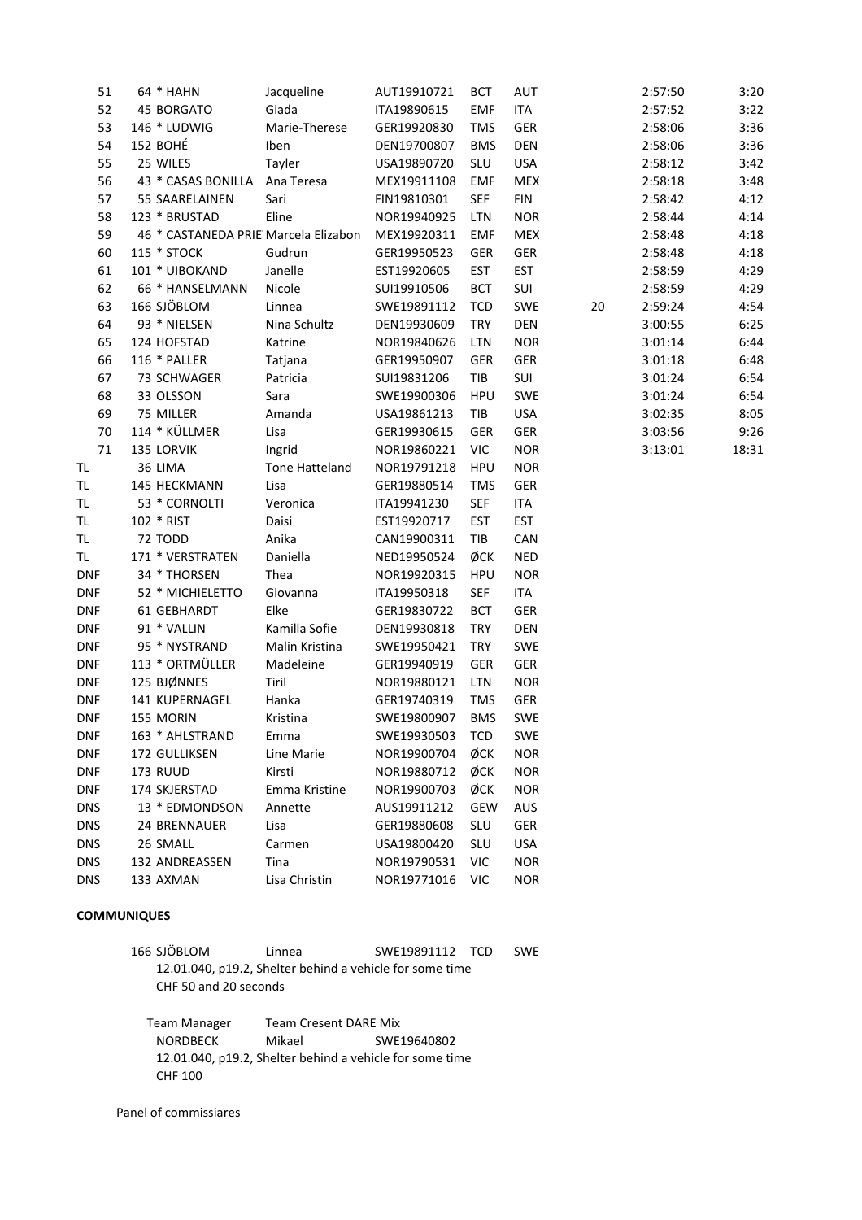| Rank | Bib | Name | First name | UCI code | Team | Nat | Pen. | Time | Gap |
|---|---|---|---|---|---|---|---|---|---|
| 51 | 64 | * HAHN | Jacqueline | AUT19910721 | BCT | AUT | | 2:57:50 | 3:20 |
| 52 | 45 | BORGATO | Giada | ITA19890615 | EMF | ITA | | 2:57:52 | 3:22 |
| 53 | 146 | * LUDWIG | Marie-Therese | GER19920830 | TMS | GER | | 2:58:06 | 3:36 |
| 54 | 152 | BOHÉ | Iben | DEN19700807 | BMS | DEN | | 2:58:06 | 3:36 |
| 55 | 25 | WILES | Tayler | USA19890720 | SLU | USA | | 2:58:12 | 3:42 |
| 56 | 43 | * CASAS BONILLA | Ana Teresa | MEX19911108 | EMF | MEX | | 2:58:18 | 3:48 |
| 57 | 55 | SAARELAINEN | Sari | FIN19810301 | SEF | FIN | | 2:58:42 | 4:12 |
| 58 | 123 | * BRUSTAD | Eline | NOR19940925 | LTN | NOR | | 2:58:44 | 4:14 |
| 59 | 46 | * CASTANEDA PRIE | Marcela Elizabon | MEX19920311 | EMF | MEX | | 2:58:48 | 4:18 |
| 60 | 115 | * STOCK | Gudrun | GER19950523 | GER | GER | | 2:58:48 | 4:18 |
| 61 | 101 | * UIBOKAND | Janelle | EST19920605 | EST | EST | | 2:58:59 | 4:29 |
| 62 | 66 | * HANSELMANN | Nicole | SUI19910506 | BCT | SUI | | 2:58:59 | 4:29 |
| 63 | 166 | SJÖBLOM | Linnea | SWE19891112 | TCD | SWE | 20 | 2:59:24 | 4:54 |
| 64 | 93 | * NIELSEN | Nina Schultz | DEN19930609 | TRY | DEN | | 3:00:55 | 6:25 |
| 65 | 124 | HOFSTAD | Katrine | NOR19840626 | LTN | NOR | | 3:01:14 | 6:44 |
| 66 | 116 | * PALLER | Tatjana | GER19950907 | GER | GER | | 3:01:18 | 6:48 |
| 67 | 73 | SCHWAGER | Patricia | SUI19831206 | TIB | SUI | | 3:01:24 | 6:54 |
| 68 | 33 | OLSSON | Sara | SWE19900306 | HPU | SWE | | 3:01:24 | 6:54 |
| 69 | 75 | MILLER | Amanda | USA19861213 | TIB | USA | | 3:02:35 | 8:05 |
| 70 | 114 | * KÜLLMER | Lisa | GER19930615 | GER | GER | | 3:03:56 | 9:26 |
| 71 | 135 | LORVIK | Ingrid | NOR19860221 | VIC | NOR | | 3:13:01 | 18:31 |
| TL | 36 | LIMA | Tone Hatteland | NOR19791218 | HPU | NOR | | | |
| TL | 145 | HECKMANN | Lisa | GER19880514 | TMS | GER | | | |
| TL | 53 | * CORNOLTI | Veronica | ITA19941230 | SEF | ITA | | | |
| TL | 102 | * RIST | Daisi | EST19920717 | EST | EST | | | |
| TL | 72 | TODD | Anika | CAN19900311 | TIB | CAN | | | |
| TL | 171 | * VERSTRATEN | Daniella | NED19950524 | ØCK | NED | | | |
| DNF | 34 | * THORSEN | Thea | NOR19920315 | HPU | NOR | | | |
| DNF | 52 | * MICHIELETTO | Giovanna | ITA19950318 | SEF | ITA | | | |
| DNF | 61 | GEBHARDT | Elke | GER19830722 | BCT | GER | | | |
| DNF | 91 | * VALLIN | Kamilla Sofie | DEN19930818 | TRY | DEN | | | |
| DNF | 95 | * NYSTRAND | Malin Kristina | SWE19950421 | TRY | SWE | | | |
| DNF | 113 | * ORTMÜLLER | Madeleine | GER19940919 | GER | GER | | | |
| DNF | 125 | BJØNNES | Tiril | NOR19880121 | LTN | NOR | | | |
| DNF | 141 | KUPERNAGEL | Hanka | GER19740319 | TMS | GER | | | |
| DNF | 155 | MORIN | Kristina | SWE19800907 | BMS | SWE | | | |
| DNF | 163 | * AHLSTRAND | Emma | SWE19930503 | TCD | SWE | | | |
| DNF | 172 | GULLIKSEN | Line Marie | NOR19900704 | ØCK | NOR | | | |
| DNF | 173 | RUUD | Kirsti | NOR19880712 | ØCK | NOR | | | |
| DNF | 174 | SKJERSTAD | Emma Kristine | NOR19900703 | ØCK | NOR | | | |
| DNS | 13 | * EDMONDSON | Annette | AUS19911212 | GEW | AUS | | | |
| DNS | 24 | BRENNAUER | Lisa | GER19880608 | SLU | GER | | | |
| DNS | 26 | SMALL | Carmen | USA19800420 | SLU | USA | | | |
| DNS | 132 | ANDREASSEN | Tina | NOR19790531 | VIC | NOR | | | |
| DNS | 133 | AXMAN | Lisa Christin | NOR19771016 | VIC | NOR | | | |

**COMMUNIQUES**

166 SJÖBLOM Linnea SWE19891112 TCD SWE
12.01.040, p19.2, Shelter behind a vehicle for some time
CHF 50 and 20 seconds

Team Manager Team Cresent DARE Mix
NORDBECK Mikael SWE19640802
12.01.040, p19.2, Shelter behind a vehicle for some time
CHF 100

Panel of commissiares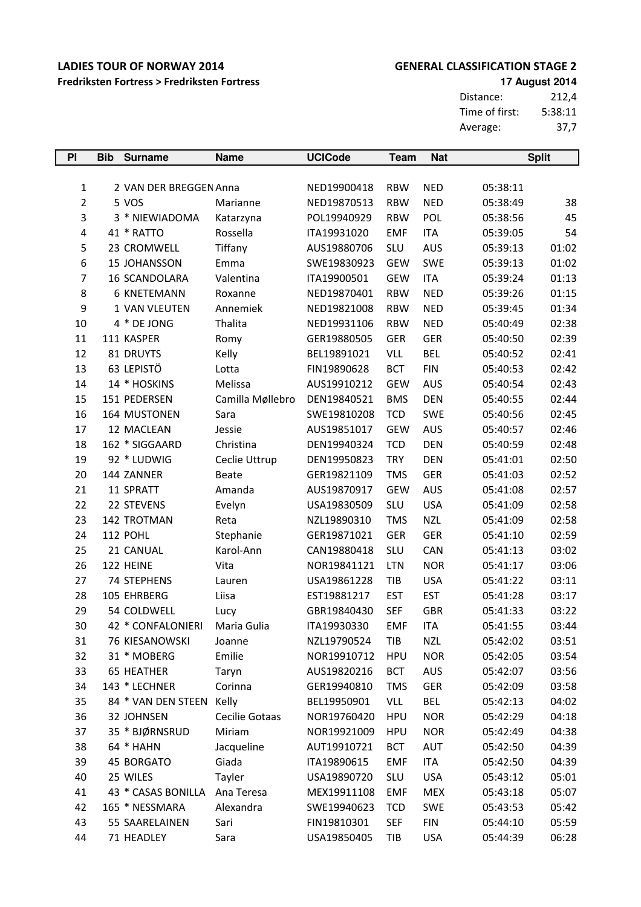**LADIES TOUR OF NORWAY 2014**

**Fredriksten Fortress > Fredriksten Fortress**

**GENERAL CLASSIFICATION STAGE 2**

**17 August 2014**

| | |
|---|---|
| Distance: | 212,4 |
| Time of first: | 5:38:11 |
| Average: | 37,7 |

| Pl | Bib | Surname | Name | UCICode | Team | Nat | Split | |
|---|---|---|---|---|---|---|---|---|
| 1 | 2 | VAN DER BREGGEN | Anna | NED19900418 | RBW | NED | 05:38:11 | |
| 2 | 5 | VOS | Marianne | NED19870513 | RBW | NED | 05:38:49 | 38 |
| 3 | 3 | * NIEWIADOMA | Katarzyna | POL19940929 | RBW | POL | 05:38:56 | 45 |
| 4 | 41 | * RATTO | Rossella | ITA19931020 | EMF | ITA | 05:39:05 | 54 |
| 5 | 23 | CROMWELL | Tiffany | AUS19880706 | SLU | AUS | 05:39:13 | 01:02 |
| 6 | 15 | JOHANSSON | Emma | SWE19830923 | GEW | SWE | 05:39:13 | 01:02 |
| 7 | 16 | SCANDOLARA | Valentina | ITA19900501 | GEW | ITA | 05:39:24 | 01:13 |
| 8 | 6 | KNETEMANN | Roxanne | NED19870401 | RBW | NED | 05:39:26 | 01:15 |
| 9 | 1 | VAN VLEUTEN | Annemiek | NED19821008 | RBW | NED | 05:39:45 | 01:34 |
| 10 | 4 | * DE JONG | Thalita | NED19931106 | RBW | NED | 05:40:49 | 02:38 |
| 11 | 111 | KASPER | Romy | GER19880505 | GER | GER | 05:40:50 | 02:39 |
| 12 | 81 | DRUYTS | Kelly | BEL19891021 | VLL | BEL | 05:40:52 | 02:41 |
| 13 | 63 | LEPISTÖ | Lotta | FIN19890628 | BCT | FIN | 05:40:53 | 02:42 |
| 14 | 14 | * HOSKINS | Melissa | AUS19910212 | GEW | AUS | 05:40:54 | 02:43 |
| 15 | 151 | PEDERSEN | Camilla Møllebro | DEN19840521 | BMS | DEN | 05:40:55 | 02:44 |
| 16 | 164 | MUSTONEN | Sara | SWE19810208 | TCD | SWE | 05:40:56 | 02:45 |
| 17 | 12 | MACLEAN | Jessie | AUS19851017 | GEW | AUS | 05:40:57 | 02:46 |
| 18 | 162 | * SIGGAARD | Christina | DEN19940324 | TCD | DEN | 05:40:59 | 02:48 |
| 19 | 92 | * LUDWIG | Ceclie Uttrup | DEN19950823 | TRY | DEN | 05:41:01 | 02:50 |
| 20 | 144 | ZANNER | Beate | GER19821109 | TMS | GER | 05:41:03 | 02:52 |
| 21 | 11 | SPRATT | Amanda | AUS19870917 | GEW | AUS | 05:41:08 | 02:57 |
| 22 | 22 | STEVENS | Evelyn | USA19830509 | SLU | USA | 05:41:09 | 02:58 |
| 23 | 142 | TROTMAN | Reta | NZL19890310 | TMS | NZL | 05:41:09 | 02:58 |
| 24 | 112 | POHL | Stephanie | GER19871021 | GER | GER | 05:41:10 | 02:59 |
| 25 | 21 | CANUAL | Karol-Ann | CAN19880418 | SLU | CAN | 05:41:13 | 03:02 |
| 26 | 122 | HEINE | Vita | NOR19841121 | LTN | NOR | 05:41:17 | 03:06 |
| 27 | 74 | STEPHENS | Lauren | USA19861228 | TIB | USA | 05:41:22 | 03:11 |
| 28 | 105 | EHRBERG | Liisa | EST19881217 | EST | EST | 05:41:28 | 03:17 |
| 29 | 54 | COLDWELL | Lucy | GBR19840430 | SEF | GBR | 05:41:33 | 03:22 |
| 30 | 42 | * CONFALONIERI | Maria Gulia | ITA19930330 | EMF | ITA | 05:41:55 | 03:44 |
| 31 | 76 | KIESANOWSKI | Joanne | NZL19790524 | TIB | NZL | 05:42:02 | 03:51 |
| 32 | 31 | * MOBERG | Emilie | NOR19910712 | HPU | NOR | 05:42:05 | 03:54 |
| 33 | 65 | HEATHER | Taryn | AUS19820216 | BCT | AUS | 05:42:07 | 03:56 |
| 34 | 143 | * LECHNER | Corinna | GER19940810 | TMS | GER | 05:42:09 | 03:58 |
| 35 | 84 | * VAN DEN STEEN | Kelly | BEL19950901 | VLL | BEL | 05:42:13 | 04:02 |
| 36 | 32 | JOHNSEN | Cecilie Gotaas | NOR19760420 | HPU | NOR | 05:42:29 | 04:18 |
| 37 | 35 | * BJØRNSRUD | Miriam | NOR19921009 | HPU | NOR | 05:42:49 | 04:38 |
| 38 | 64 | * HAHN | Jacqueline | AUT19910721 | BCT | AUT | 05:42:50 | 04:39 |
| 39 | 45 | BORGATO | Giada | ITA19890615 | EMF | ITA | 05:42:50 | 04:39 |
| 40 | 25 | WILES | Tayler | USA19890720 | SLU | USA | 05:43:12 | 05:01 |
| 41 | 43 | * CASAS BONILLA | Ana Teresa | MEX19911108 | EMF | MEX | 05:43:18 | 05:07 |
| 42 | 165 | * NESSMARA | Alexandra | SWE19940623 | TCD | SWE | 05:43:53 | 05:42 |
| 43 | 55 | SAARELAINEN | Sari | FIN19810301 | SEF | FIN | 05:44:10 | 05:59 |
| 44 | 71 | HEADLEY | Sara | USA19850405 | TIB | USA | 05:44:39 | 06:28 |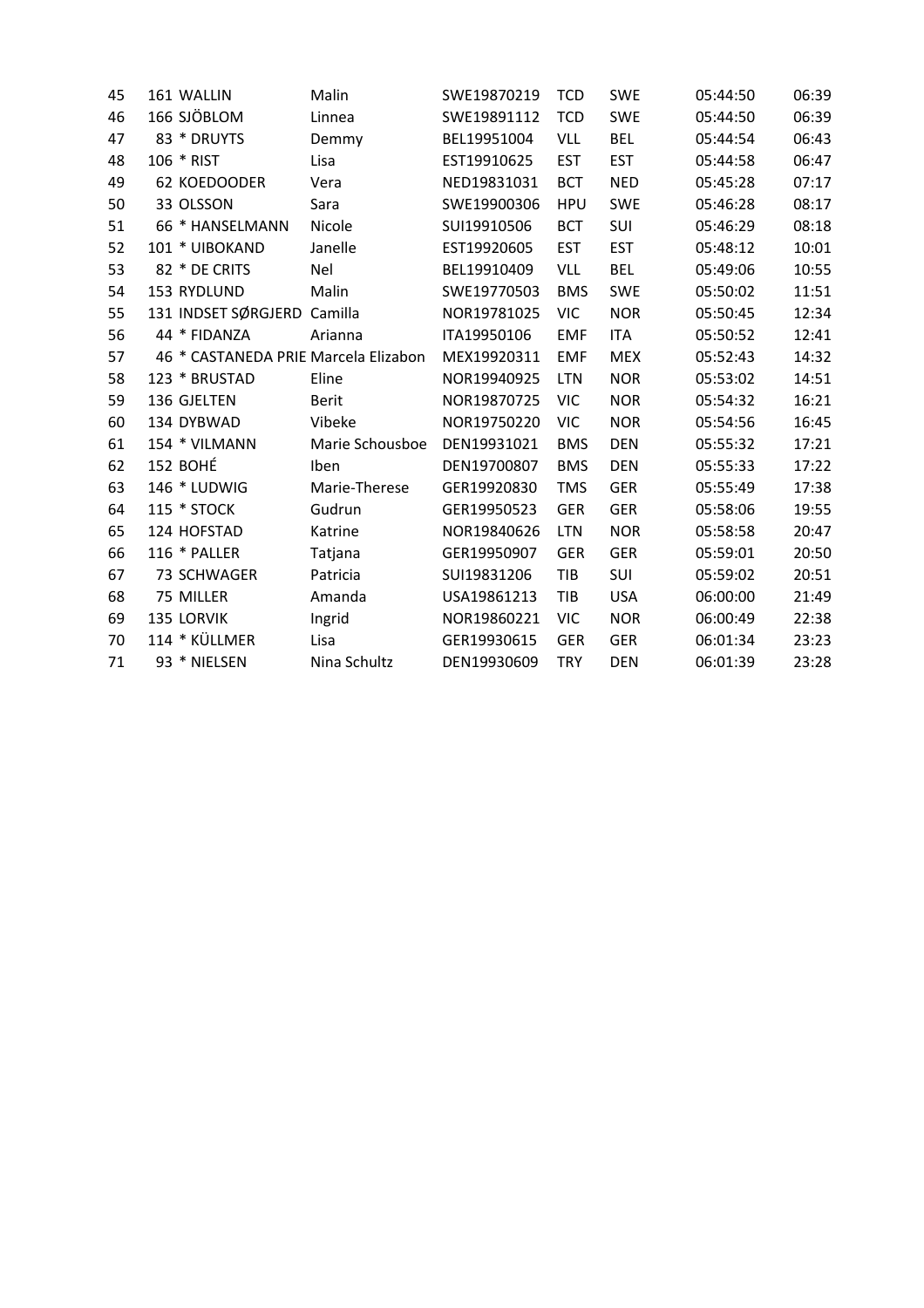| | | | | | | | | |
|---|---|---|---|---|---|---|---|---|
| 45 | 161 | WALLIN | Malin | SWE19870219 | TCD | SWE | 05:44:50 | 06:39 |
| 46 | 166 | SJÖBLOM | Linnea | SWE19891112 | TCD | SWE | 05:44:50 | 06:39 |
| 47 | 83 | * DRUYTS | Demmy | BEL19951004 | VLL | BEL | 05:44:54 | 06:43 |
| 48 | 106 | * RIST | Lisa | EST19910625 | EST | EST | 05:44:58 | 06:47 |
| 49 | 62 | KOEDOODER | Vera | NED19831031 | BCT | NED | 05:45:28 | 07:17 |
| 50 | 33 | OLSSON | Sara | SWE19900306 | HPU | SWE | 05:46:28 | 08:17 |
| 51 | 66 | * HANSELMANN | Nicole | SUI19910506 | BCT | SUI | 05:46:29 | 08:18 |
| 52 | 101 | * UIBOKAND | Janelle | EST19920605 | EST | EST | 05:48:12 | 10:01 |
| 53 | 82 | * DE CRITS | Nel | BEL19910409 | VLL | BEL | 05:49:06 | 10:55 |
| 54 | 153 | RYDLUND | Malin | SWE19770503 | BMS | SWE | 05:50:02 | 11:51 |
| 55 | 131 | INDSET SØRGJERD | Camilla | NOR19781025 | VIC | NOR | 05:50:45 | 12:34 |
| 56 | 44 | * FIDANZA | Arianna | ITA19950106 | EMF | ITA | 05:50:52 | 12:41 |
| 57 | 46 | * CASTANEDA PRIE | Marcela Elizabon | MEX19920311 | EMF | MEX | 05:52:43 | 14:32 |
| 58 | 123 | * BRUSTAD | Eline | NOR19940925 | LTN | NOR | 05:53:02 | 14:51 |
| 59 | 136 | GJELTEN | Berit | NOR19870725 | VIC | NOR | 05:54:32 | 16:21 |
| 60 | 134 | DYBWAD | Vibeke | NOR19750220 | VIC | NOR | 05:54:56 | 16:45 |
| 61 | 154 | * VILMANN | Marie Schousboe | DEN19931021 | BMS | DEN | 05:55:32 | 17:21 |
| 62 | 152 | BOHÉ | Iben | DEN19700807 | BMS | DEN | 05:55:33 | 17:22 |
| 63 | 146 | * LUDWIG | Marie-Therese | GER19920830 | TMS | GER | 05:55:49 | 17:38 |
| 64 | 115 | * STOCK | Gudrun | GER19950523 | GER | GER | 05:58:06 | 19:55 |
| 65 | 124 | HOFSTAD | Katrine | NOR19840626 | LTN | NOR | 05:58:58 | 20:47 |
| 66 | 116 | * PALLER | Tatjana | GER19950907 | GER | GER | 05:59:01 | 20:50 |
| 67 | 73 | SCHWAGER | Patricia | SUI19831206 | TIB | SUI | 05:59:02 | 20:51 |
| 68 | 75 | MILLER | Amanda | USA19861213 | TIB | USA | 06:00:00 | 21:49 |
| 69 | 135 | LORVIK | Ingrid | NOR19860221 | VIC | NOR | 06:00:49 | 22:38 |
| 70 | 114 | * KÜLLMER | Lisa | GER19930615 | GER | GER | 06:01:34 | 23:23 |
| 71 | 93 | * NIELSEN | Nina Schultz | DEN19930609 | TRY | DEN | 06:01:39 | 23:28 |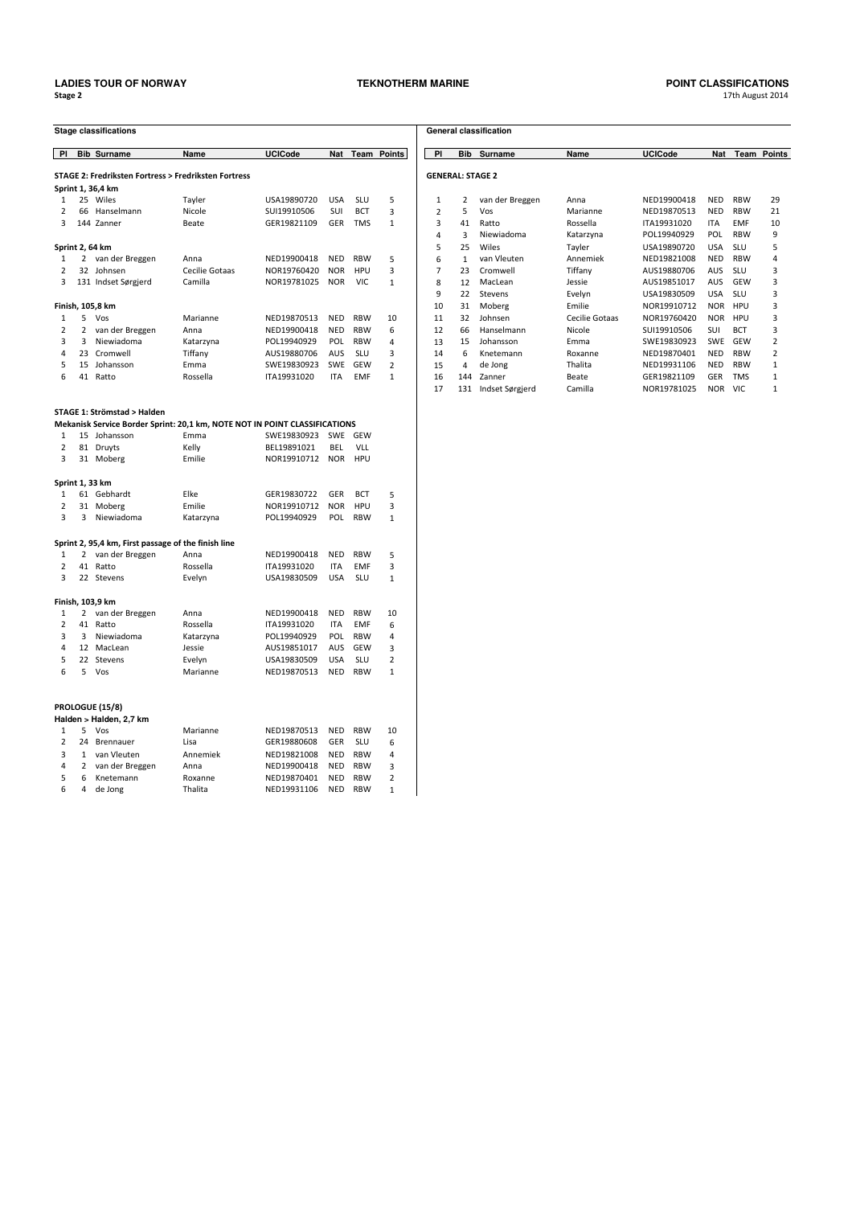**LADIES TOUR OF NORWAY** — **TEKNOTHERM MARINE** — **POINT CLASSIFICATIONS**

**Stage 2** — 17th August 2014

## Stage classifications

| Pl | Bib | Surname | Name | UCICode | Nat | Team | Points |
|---|---|---|---|---|---|---|---|
| **STAGE 2: Fredriksten Fortress > Fredriksten Fortress** | | | | | | | |
| **Sprint 1, 36,4 km** | | | | | | | |
| 1 | 25 | Wiles | Tayler | USA19890720 | USA | SLU | 5 |
| 2 | 66 | Hanselmann | Nicole | SUI19910506 | SUI | BCT | 3 |
| 3 | 144 | Zanner | Beate | GER19821109 | GER | TMS | 1 |
| **Sprint 2, 64 km** | | | | | | | |
| 1 | 2 | van der Breggen | Anna | NED19900418 | NED | RBW | 5 |
| 2 | 32 | Johnsen | Cecilie Gotaas | NOR19760420 | NOR | HPU | 3 |
| 3 | 131 | Indset Sørgjerd | Camilla | NOR19781025 | NOR | VIC | 1 |
| **Finish, 105,8 km** | | | | | | | |
| 1 | 5 | Vos | Marianne | NED19870513 | NED | RBW | 10 |
| 2 | 2 | van der Breggen | Anna | NED19900418 | NED | RBW | 6 |
| 3 | 3 | Niewiadoma | Katarzyna | POL19940929 | POL | RBW | 4 |
| 4 | 23 | Cromwell | Tiffany | AUS19880706 | AUS | SLU | 3 |
| 5 | 15 | Johansson | Emma | SWE19830923 | SWE | GEW | 2 |
| 6 | 41 | Ratto | Rossella | ITA19931020 | ITA | EMF | 1 |
| **STAGE 1: Strömstad > Halden** | | | | | | | |
| **Mekanisk Service Border Sprint: 20,1 km, NOTE NOT IN POINT CLASSIFICATIONS** | | | | | | | |
| 1 | 15 | Johansson | Emma | SWE19830923 | SWE | GEW | |
| 2 | 81 | Druyts | Kelly | BEL19891021 | BEL | VLL | |
| 3 | 31 | Moberg | Emilie | NOR19910712 | NOR | HPU | |
| **Sprint 1, 33 km** | | | | | | | |
| 1 | 61 | Gebhardt | Elke | GER19830722 | GER | BCT | 5 |
| 2 | 31 | Moberg | Emilie | NOR19910712 | NOR | HPU | 3 |
| 3 | 3 | Niewiadoma | Katarzyna | POL19940929 | POL | RBW | 1 |
| **Sprint 2, 95,4 km, First passage of the finish line** | | | | | | | |
| 1 | 2 | van der Breggen | Anna | NED19900418 | NED | RBW | 5 |
| 2 | 41 | Ratto | Rossella | ITA19931020 | ITA | EMF | 3 |
| 3 | 22 | Stevens | Evelyn | USA19830509 | USA | SLU | 1 |
| **Finish, 103,9 km** | | | | | | | |
| 1 | 2 | van der Breggen | Anna | NED19900418 | NED | RBW | 10 |
| 2 | 41 | Ratto | Rossella | ITA19931020 | ITA | EMF | 6 |
| 3 | 3 | Niewiadoma | Katarzyna | POL19940929 | POL | RBW | 4 |
| 4 | 12 | MacLean | Jessie | AUS19851017 | AUS | GEW | 3 |
| 5 | 22 | Stevens | Evelyn | USA19830509 | USA | SLU | 2 |
| 6 | 5 | Vos | Marianne | NED19870513 | NED | RBW | 1 |
| **PROLOGUE (15/8)** | | | | | | | |
| **Halden > Halden, 2,7 km** | | | | | | | |
| 1 | 5 | Vos | Marianne | NED19870513 | NED | RBW | 10 |
| 2 | 24 | Brennauer | Lisa | GER19880608 | GER | SLU | 6 |
| 3 | 1 | van Vleuten | Annemiek | NED19821008 | NED | RBW | 4 |
| 4 | 2 | van der Breggen | Anna | NED19900418 | NED | RBW | 3 |
| 5 | 6 | Knetemann | Roxanne | NED19870401 | NED | RBW | 2 |
| 6 | 4 | de Jong | Thalita | NED19931106 | NED | RBW | 1 |

## General classification

| Pl | Bib | Surname | Name | UCICode | Nat | Team | Points |
|---|---|---|---|---|---|---|---|
| **GENERAL: STAGE 2** | | | | | | | |
| 1 | 2 | van der Breggen | Anna | NED19900418 | NED | RBW | 29 |
| 2 | 5 | Vos | Marianne | NED19870513 | NED | RBW | 21 |
| 3 | 41 | Ratto | Rossella | ITA19931020 | ITA | EMF | 10 |
| 4 | 3 | Niewiadoma | Katarzyna | POL19940929 | POL | RBW | 9 |
| 5 | 25 | Wiles | Tayler | USA19890720 | USA | SLU | 5 |
| 6 | 1 | van Vleuten | Annemiek | NED19821008 | NED | RBW | 4 |
| 7 | 23 | Cromwell | Tiffany | AUS19880706 | AUS | SLU | 3 |
| 8 | 12 | MacLean | Jessie | AUS19851017 | AUS | GEW | 3 |
| 9 | 22 | Stevens | Evelyn | USA19830509 | USA | SLU | 3 |
| 10 | 31 | Moberg | Emilie | NOR19910712 | NOR | HPU | 3 |
| 11 | 32 | Johnsen | Cecilie Gotaas | NOR19760420 | NOR | HPU | 3 |
| 12 | 66 | Hanselmann | Nicole | SUI19910506 | SUI | BCT | 3 |
| 13 | 15 | Johansson | Emma | SWE19830923 | SWE | GEW | 2 |
| 14 | 6 | Knetemann | Roxanne | NED19870401 | NED | RBW | 2 |
| 15 | 4 | de Jong | Thalita | NED19931106 | NED | RBW | 1 |
| 16 | 144 | Zanner | Beate | GER19821109 | GER | TMS | 1 |
| 17 | 131 | Indset Sørgjerd | Camilla | NOR19781025 | NOR | VIC | 1 |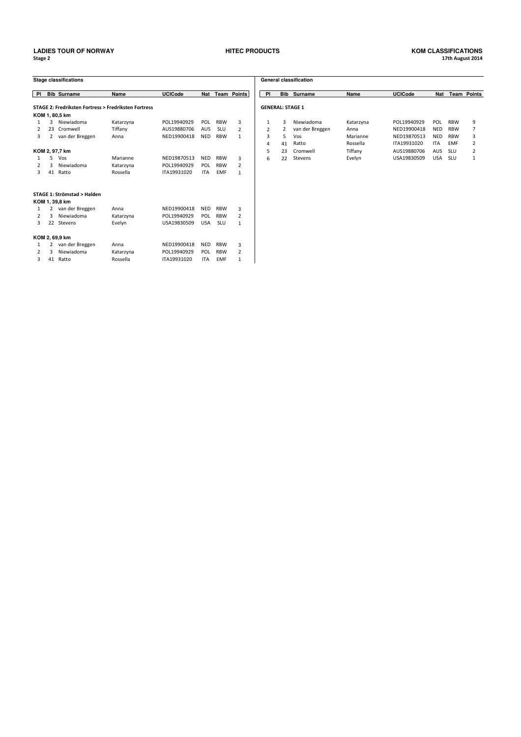**LADIES TOUR OF NORWAY** | **HITEC PRODUCTS** | **KOM CLASSIFICATIONS**

**Stage 2** | **17th August 2014**

## Stage classifications

| Pl | Bib | Surname | Name | UCICode | Nat | Team | Points |
|---|---|---|---|---|---|---|---|
| **STAGE 2: Fredriksten Fortress > Fredriksten Fortress** | | | | | | | |
| **KOM 1, 80,5 km** | | | | | | | |
| 1 | 3 | Niewiadoma | Katarzyna | POL19940929 | POL | RBW | 3 |
| 2 | 23 | Cromwell | Tiffany | AUS19880706 | AUS | SLU | 2 |
| 3 | 2 | van der Breggen | Anna | NED19900418 | NED | RBW | 1 |
| **KOM 2, 97,7 km** | | | | | | | |
| 1 | 5 | Vos | Marianne | NED19870513 | NED | RBW | 3 |
| 2 | 3 | Niewiadoma | Katarzyna | POL19940929 | POL | RBW | 2 |
| 3 | 41 | Ratto | Rossella | ITA19931020 | ITA | EMF | 1 |
| **STAGE 1: Strömstad > Halden** | | | | | | | |
| **KOM 1, 39,8 km** | | | | | | | |
| 1 | 2 | van der Breggen | Anna | NED19900418 | NED | RBW | 3 |
| 2 | 3 | Niewiadoma | Katarzyna | POL19940929 | POL | RBW | 2 |
| 3 | 22 | Stevens | Evelyn | USA19830509 | USA | SLU | 1 |
| **KOM 2, 69,9 km** | | | | | | | |
| 1 | 2 | van der Breggen | Anna | NED19900418 | NED | RBW | 3 |
| 2 | 3 | Niewiadoma | Katarzyna | POL19940929 | POL | RBW | 2 |
| 3 | 41 | Ratto | Rossella | ITA19931020 | ITA | EMF | 1 |

## General classification

| Pl | Bib | Surname | Name | UCICode | Nat | Team | Points |
|---|---|---|---|---|---|---|---|
| **GENERAL: STAGE 1** | | | | | | | |
| 1 | 3 | Niewiadoma | Katarzyna | POL19940929 | POL | RBW | 9 |
| 2 | 2 | van der Breggen | Anna | NED19900418 | NED | RBW | 7 |
| 3 | 5 | Vos | Marianne | NED19870513 | NED | RBW | 3 |
| 4 | 41 | Ratto | Rossella | ITA19931020 | ITA | EMF | 2 |
| 5 | 23 | Cromwell | Tiffany | AUS19880706 | AUS | SLU | 2 |
| 6 | 22 | Stevens | Evelyn | USA19830509 | USA | SLU | 1 |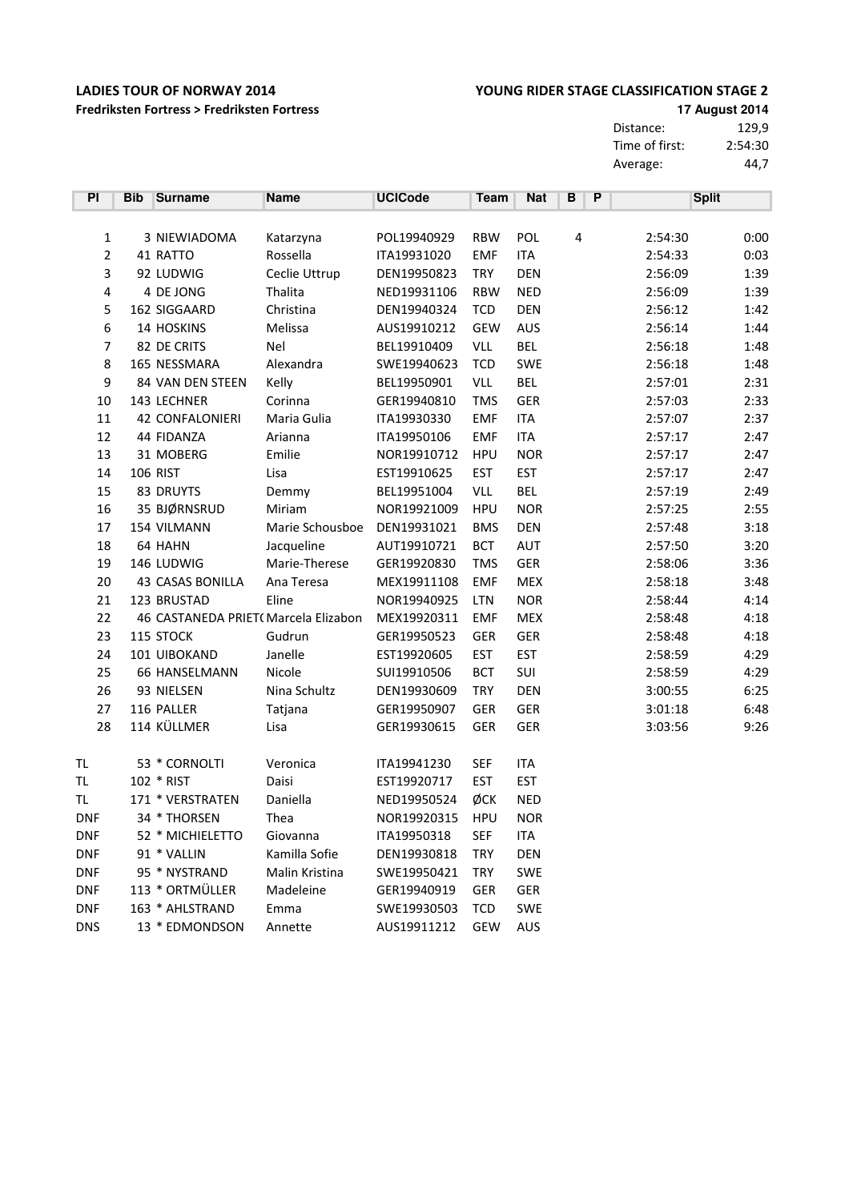**LADIES TOUR OF NORWAY 2014**

**Fredriksten Fortress > Fredriksten Fortress**

**YOUNG RIDER STAGE CLASSIFICATION STAGE 2**

**17 August 2014**

| | |
|---|---|
| Distance: | 129,9 |
| Time of first: | 2:54:30 |
| Average: | 44,7 |

| Pl | Bib | Surname | Name | UCICode | Team | Nat | B | P | | Split |
|---|---|---|---|---|---|---|---|---|---|---|
| 1 | 3 | NIEWIADOMA | Katarzyna | POL19940929 | RBW | POL | 4 | | 2:54:30 | 0:00 |
| 2 | 41 | RATTO | Rossella | ITA19931020 | EMF | ITA | | | 2:54:33 | 0:03 |
| 3 | 92 | LUDWIG | Ceclie Uttrup | DEN19950823 | TRY | DEN | | | 2:56:09 | 1:39 |
| 4 | 4 | DE JONG | Thalita | NED19931106 | RBW | NED | | | 2:56:09 | 1:39 |
| 5 | 162 | SIGGAARD | Christina | DEN19940324 | TCD | DEN | | | 2:56:12 | 1:42 |
| 6 | 14 | HOSKINS | Melissa | AUS19910212 | GEW | AUS | | | 2:56:14 | 1:44 |
| 7 | 82 | DE CRITS | Nel | BEL19910409 | VLL | BEL | | | 2:56:18 | 1:48 |
| 8 | 165 | NESSMARA | Alexandra | SWE19940623 | TCD | SWE | | | 2:56:18 | 1:48 |
| 9 | 84 | VAN DEN STEEN | Kelly | BEL19950901 | VLL | BEL | | | 2:57:01 | 2:31 |
| 10 | 143 | LECHNER | Corinna | GER19940810 | TMS | GER | | | 2:57:03 | 2:33 |
| 11 | 42 | CONFALONIERI | Maria Gulia | ITA19930330 | EMF | ITA | | | 2:57:07 | 2:37 |
| 12 | 44 | FIDANZA | Arianna | ITA19950106 | EMF | ITA | | | 2:57:17 | 2:47 |
| 13 | 31 | MOBERG | Emilie | NOR19910712 | HPU | NOR | | | 2:57:17 | 2:47 |
| 14 | 106 | RIST | Lisa | EST19910625 | EST | EST | | | 2:57:17 | 2:47 |
| 15 | 83 | DRUYTS | Demmy | BEL19951004 | VLL | BEL | | | 2:57:19 | 2:49 |
| 16 | 35 | BJØRNSRUD | Miriam | NOR19921009 | HPU | NOR | | | 2:57:25 | 2:55 |
| 17 | 154 | VILMANN | Marie Schousboe | DEN19931021 | BMS | DEN | | | 2:57:48 | 3:18 |
| 18 | 64 | HAHN | Jacqueline | AUT19910721 | BCT | AUT | | | 2:57:50 | 3:20 |
| 19 | 146 | LUDWIG | Marie-Therese | GER19920830 | TMS | GER | | | 2:58:06 | 3:36 |
| 20 | 43 | CASAS BONILLA | Ana Teresa | MEX19911108 | EMF | MEX | | | 2:58:18 | 3:48 |
| 21 | 123 | BRUSTAD | Eline | NOR19940925 | LTN | NOR | | | 2:58:44 | 4:14 |
| 22 | 46 | CASTANEDA PRIET( | Marcela Elizabon | MEX19920311 | EMF | MEX | | | 2:58:48 | 4:18 |
| 23 | 115 | STOCK | Gudrun | GER19950523 | GER | GER | | | 2:58:48 | 4:18 |
| 24 | 101 | UIBOKAND | Janelle | EST19920605 | EST | EST | | | 2:58:59 | 4:29 |
| 25 | 66 | HANSELMANN | Nicole | SUI19910506 | BCT | SUI | | | 2:58:59 | 4:29 |
| 26 | 93 | NIELSEN | Nina Schultz | DEN19930609 | TRY | DEN | | | 3:00:55 | 6:25 |
| 27 | 116 | PALLER | Tatjana | GER19950907 | GER | GER | | | 3:01:18 | 6:48 |
| 28 | 114 | KÜLLMER | Lisa | GER19930615 | GER | GER | | | 3:03:56 | 9:26 |
| TL | 53 | * CORNOLTI | Veronica | ITA19941230 | SEF | ITA | | | | |
| TL | 102 | * RIST | Daisi | EST19920717 | EST | EST | | | | |
| TL | 171 | * VERSTRATEN | Daniella | NED19950524 | ØCK | NED | | | | |
| DNF | 34 | * THORSEN | Thea | NOR19920315 | HPU | NOR | | | | |
| DNF | 52 | * MICHIELETTO | Giovanna | ITA19950318 | SEF | ITA | | | | |
| DNF | 91 | * VALLIN | Kamilla Sofie | DEN19930818 | TRY | DEN | | | | |
| DNF | 95 | * NYSTRAND | Malin Kristina | SWE19950421 | TRY | SWE | | | | |
| DNF | 113 | * ORTMÜLLER | Madeleine | GER19940919 | GER | GER | | | | |
| DNF | 163 | * AHLSTRAND | Emma | SWE19930503 | TCD | SWE | | | | |
| DNS | 13 | * EDMONDSON | Annette | AUS19911212 | GEW | AUS | | | | |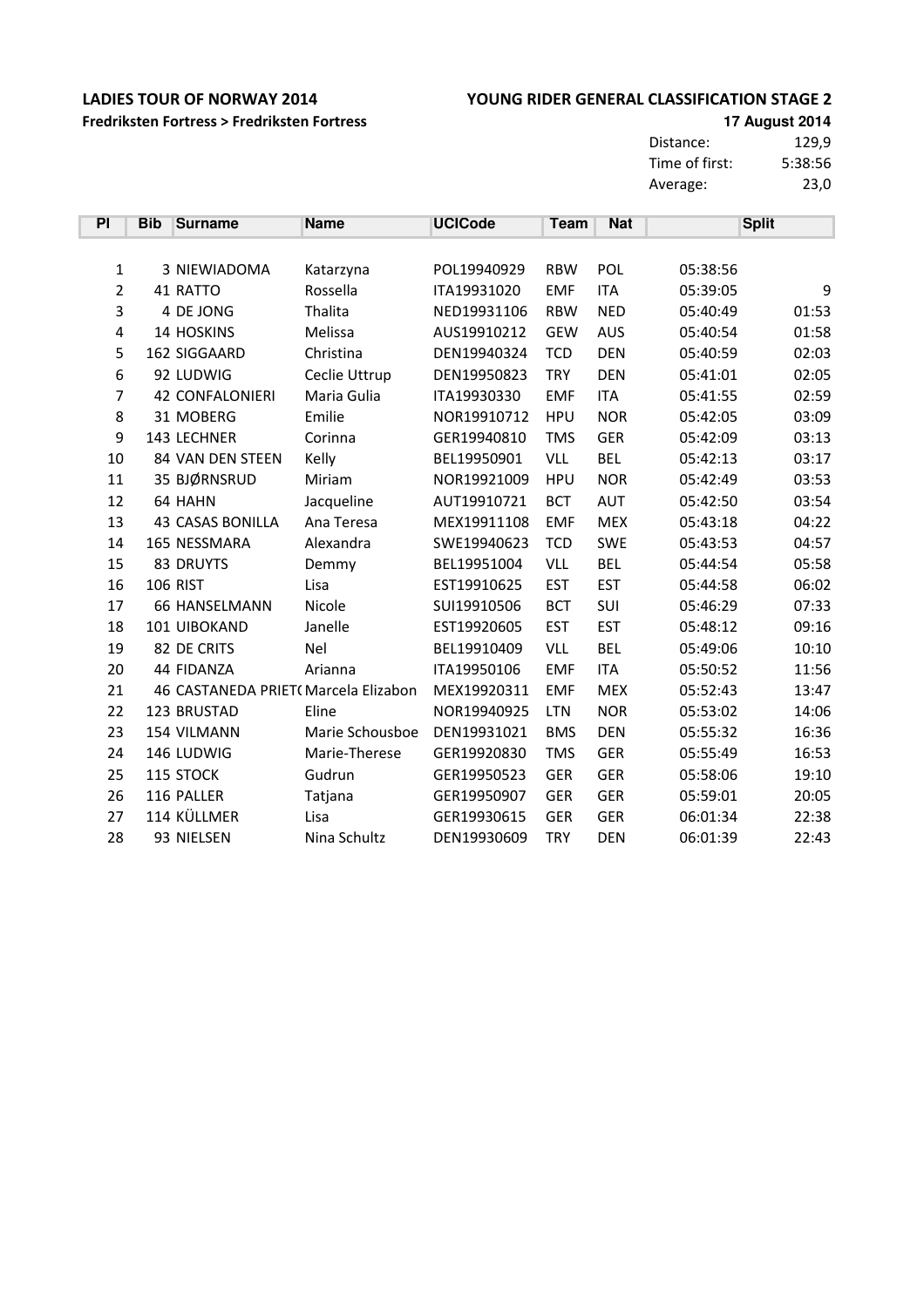**LADIES TOUR OF NORWAY 2014**

**Fredriksten Fortress > Fredriksten Fortress**

**YOUNG RIDER GENERAL CLASSIFICATION STAGE 2**

**17 August 2014**

| | |
|---|---|
| Distance: | 129,9 |
| Time of first: | 5:38:56 |
| Average: | 23,0 |

| Pl | Bib | Surname | Name | UCICode | Team | Nat | | Split |
|---|---|---|---|---|---|---|---|---|
| 1 | 3 | NIEWIADOMA | Katarzyna | POL19940929 | RBW | POL | 05:38:56 | |
| 2 | 41 | RATTO | Rossella | ITA19931020 | EMF | ITA | 05:39:05 | 9 |
| 3 | 4 | DE JONG | Thalita | NED19931106 | RBW | NED | 05:40:49 | 01:53 |
| 4 | 14 | HOSKINS | Melissa | AUS19910212 | GEW | AUS | 05:40:54 | 01:58 |
| 5 | 162 | SIGGAARD | Christina | DEN19940324 | TCD | DEN | 05:40:59 | 02:03 |
| 6 | 92 | LUDWIG | Ceclie Uttrup | DEN19950823 | TRY | DEN | 05:41:01 | 02:05 |
| 7 | 42 | CONFALONIERI | Maria Gulia | ITA19930330 | EMF | ITA | 05:41:55 | 02:59 |
| 8 | 31 | MOBERG | Emilie | NOR19910712 | HPU | NOR | 05:42:05 | 03:09 |
| 9 | 143 | LECHNER | Corinna | GER19940810 | TMS | GER | 05:42:09 | 03:13 |
| 10 | 84 | VAN DEN STEEN | Kelly | BEL19950901 | VLL | BEL | 05:42:13 | 03:17 |
| 11 | 35 | BJØRNSRUD | Miriam | NOR19921009 | HPU | NOR | 05:42:49 | 03:53 |
| 12 | 64 | HAHN | Jacqueline | AUT19910721 | BCT | AUT | 05:42:50 | 03:54 |
| 13 | 43 | CASAS BONILLA | Ana Teresa | MEX19911108 | EMF | MEX | 05:43:18 | 04:22 |
| 14 | 165 | NESSMARA | Alexandra | SWE19940623 | TCD | SWE | 05:43:53 | 04:57 |
| 15 | 83 | DRUYTS | Demmy | BEL19951004 | VLL | BEL | 05:44:54 | 05:58 |
| 16 | 106 | RIST | Lisa | EST19910625 | EST | EST | 05:44:58 | 06:02 |
| 17 | 66 | HANSELMANN | Nicole | SUI19910506 | BCT | SUI | 05:46:29 | 07:33 |
| 18 | 101 | UIBOKAND | Janelle | EST19920605 | EST | EST | 05:48:12 | 09:16 |
| 19 | 82 | DE CRITS | Nel | BEL19910409 | VLL | BEL | 05:49:06 | 10:10 |
| 20 | 44 | FIDANZA | Arianna | ITA19950106 | EMF | ITA | 05:50:52 | 11:56 |
| 21 | 46 | CASTANEDA PRIET( | Marcela Elizabon | MEX19920311 | EMF | MEX | 05:52:43 | 13:47 |
| 22 | 123 | BRUSTAD | Eline | NOR19940925 | LTN | NOR | 05:53:02 | 14:06 |
| 23 | 154 | VILMANN | Marie Schousboe | DEN19931021 | BMS | DEN | 05:55:32 | 16:36 |
| 24 | 146 | LUDWIG | Marie-Therese | GER19920830 | TMS | GER | 05:55:49 | 16:53 |
| 25 | 115 | STOCK | Gudrun | GER19950523 | GER | GER | 05:58:06 | 19:10 |
| 26 | 116 | PALLER | Tatjana | GER19950907 | GER | GER | 05:59:01 | 20:05 |
| 27 | 114 | KÜLLMER | Lisa | GER19930615 | GER | GER | 06:01:34 | 22:38 |
| 28 | 93 | NIELSEN | Nina Schultz | DEN19930609 | TRY | DEN | 06:01:39 | 22:43 |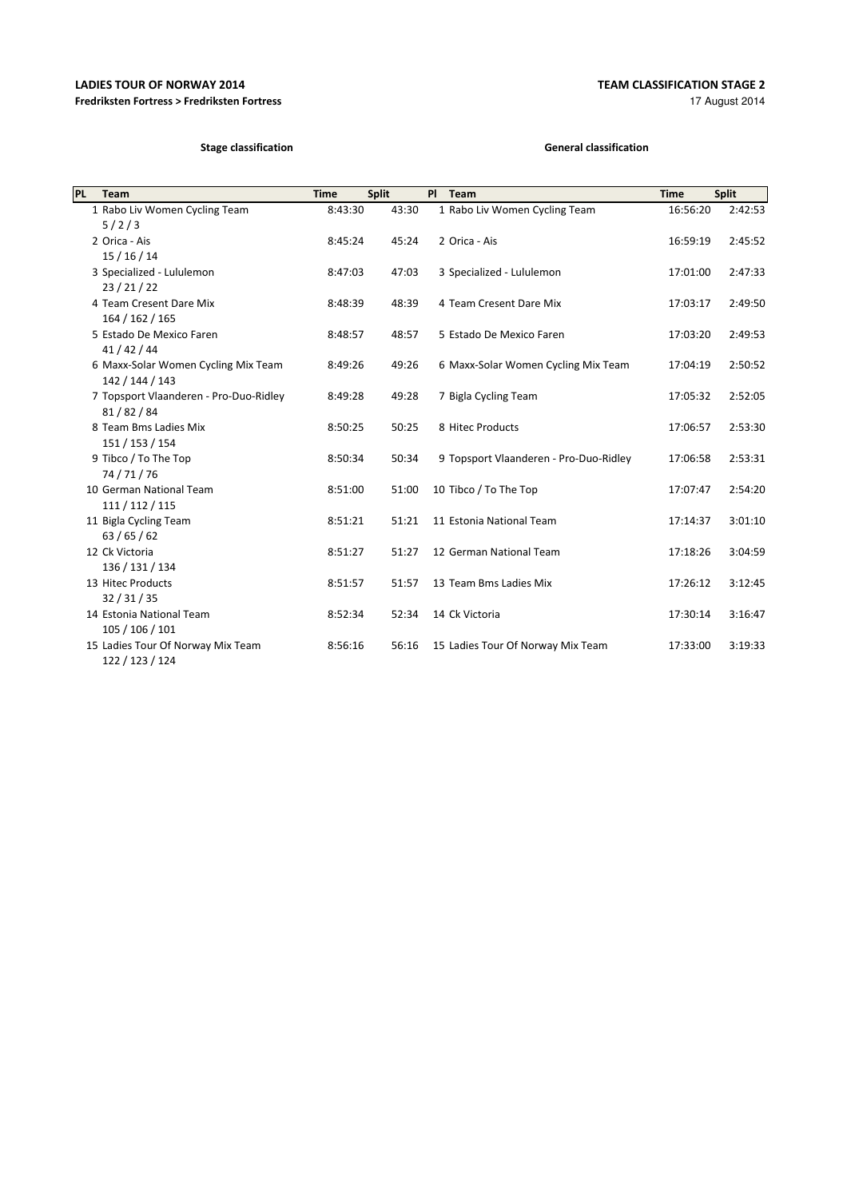**LADIES TOUR OF NORWAY 2014**

**Fredriksten Fortress > Fredriksten Fortress**

**TEAM CLASSIFICATION STAGE 2**

17 August 2014

| Stage classification | | | | General classification | | | |
|---|---|---|---|---|---|---|---|
| **PL** | **Team** | **Time** | **Split** | **Pl** | **Team** | **Time** | **Split** |
| 1 | Rabo Liv Women Cycling Team<br>5 / 2 / 3 | 8:43:30 | 43:30 | 1 | Rabo Liv Women Cycling Team | 16:56:20 | 2:42:53 |
| 2 | Orica - Ais<br>15 / 16 / 14 | 8:45:24 | 45:24 | 2 | Orica - Ais | 16:59:19 | 2:45:52 |
| 3 | Specialized - Lululemon<br>23 / 21 / 22 | 8:47:03 | 47:03 | 3 | Specialized - Lululemon | 17:01:00 | 2:47:33 |
| 4 | Team Cresent Dare Mix<br>164 / 162 / 165 | 8:48:39 | 48:39 | 4 | Team Cresent Dare Mix | 17:03:17 | 2:49:50 |
| 5 | Estado De Mexico Faren<br>41 / 42 / 44 | 8:48:57 | 48:57 | 5 | Estado De Mexico Faren | 17:03:20 | 2:49:53 |
| 6 | Maxx-Solar Women Cycling Mix Team<br>142 / 144 / 143 | 8:49:26 | 49:26 | 6 | Maxx-Solar Women Cycling Mix Team | 17:04:19 | 2:50:52 |
| 7 | Topsport Vlaanderen - Pro-Duo-Ridley<br>81 / 82 / 84 | 8:49:28 | 49:28 | 7 | Bigla Cycling Team | 17:05:32 | 2:52:05 |
| 8 | Team Bms Ladies Mix<br>151 / 153 / 154 | 8:50:25 | 50:25 | 8 | Hitec Products | 17:06:57 | 2:53:30 |
| 9 | Tibco / To The Top<br>74 / 71 / 76 | 8:50:34 | 50:34 | 9 | Topsport Vlaanderen - Pro-Duo-Ridley | 17:06:58 | 2:53:31 |
| 10 | German National Team<br>111 / 112 / 115 | 8:51:00 | 51:00 | 10 | Tibco / To The Top | 17:07:47 | 2:54:20 |
| 11 | Bigla Cycling Team<br>63 / 65 / 62 | 8:51:21 | 51:21 | 11 | Estonia National Team | 17:14:37 | 3:01:10 |
| 12 | Ck Victoria<br>136 / 131 / 134 | 8:51:27 | 51:27 | 12 | German National Team | 17:18:26 | 3:04:59 |
| 13 | Hitec Products<br>32 / 31 / 35 | 8:51:57 | 51:57 | 13 | Team Bms Ladies Mix | 17:26:12 | 3:12:45 |
| 14 | Estonia National Team<br>105 / 106 / 101 | 8:52:34 | 52:34 | 14 | Ck Victoria | 17:30:14 | 3:16:47 |
| 15 | Ladies Tour Of Norway Mix Team<br>122 / 123 / 124 | 8:56:16 | 56:16 | 15 | Ladies Tour Of Norway Mix Team | 17:33:00 | 3:19:33 |